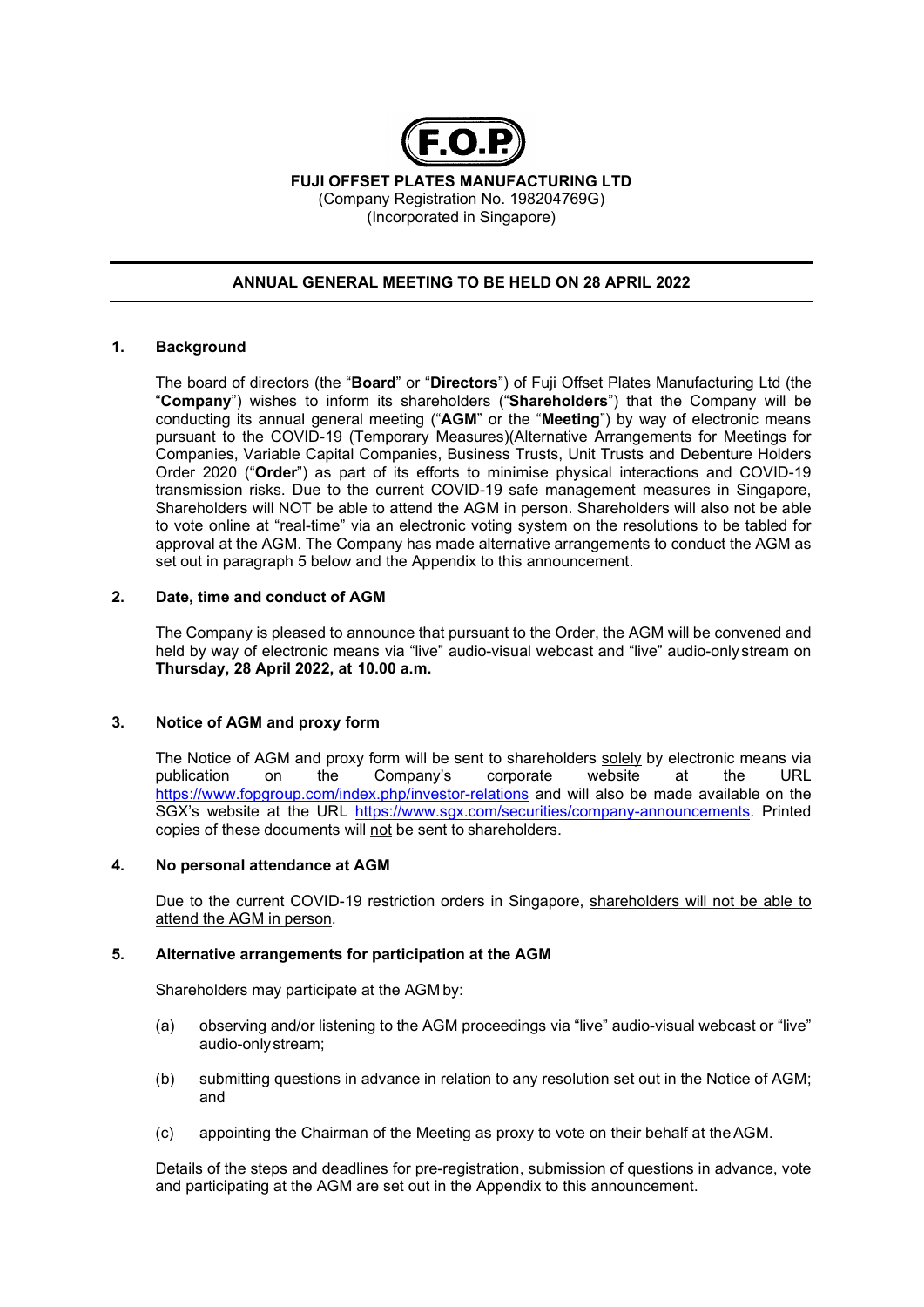F.O.P

**FUJI OFFSET PLATES MANUFACTURING LTD**
(Company Registration No. 198204769G)
(Incorporated in Singapore)

---

**ANNUAL GENERAL MEETING TO BE HELD ON 28 APRIL 2022**

---

## 1. Background

The board of directors (the "**Board**" or "**Directors**") of Fuji Offset Plates Manufacturing Ltd (the "**Company**") wishes to inform its shareholders ("**Shareholders**") that the Company will be conducting its annual general meeting ("**AGM**" or the "**Meeting**") by way of electronic means pursuant to the COVID-19 (Temporary Measures)(Alternative Arrangements for Meetings for Companies, Variable Capital Companies, Business Trusts, Unit Trusts and Debenture Holders Order 2020 ("**Order**") as part of its efforts to minimise physical interactions and COVID-19 transmission risks. Due to the current COVID-19 safe management measures in Singapore, Shareholders will NOT be able to attend the AGM in person. Shareholders will also not be able to vote online at "real-time" via an electronic voting system on the resolutions to be tabled for approval at the AGM. The Company has made alternative arrangements to conduct the AGM as set out in paragraph 5 below and the Appendix to this announcement.

## 2. Date, time and conduct of AGM

The Company is pleased to announce that pursuant to the Order, the AGM will be convened and held by way of electronic means via "live" audio-visual webcast and "live" audio-only stream on **Thursday, 28 April 2022, at 10.00 a.m.**

## 3. Notice of AGM and proxy form

The Notice of AGM and proxy form will be sent to shareholders solely by electronic means via publication on the Company's corporate website at the URL https://www.fopgroup.com/index.php/investor-relations and will also be made available on the SGX's website at the URL https://www.sgx.com/securities/company-announcements. Printed copies of these documents will not be sent to shareholders.

## 4. No personal attendance at AGM

Due to the current COVID-19 restriction orders in Singapore, shareholders will not be able to attend the AGM in person.

## 5. Alternative arrangements for participation at the AGM

Shareholders may participate at the AGM by:

(a) observing and/or listening to the AGM proceedings via "live" audio-visual webcast or "live" audio-only stream;

(b) submitting questions in advance in relation to any resolution set out in the Notice of AGM; and

(c) appointing the Chairman of the Meeting as proxy to vote on their behalf at the AGM.

Details of the steps and deadlines for pre-registration, submission of questions in advance, vote and participating at the AGM are set out in the Appendix to this announcement.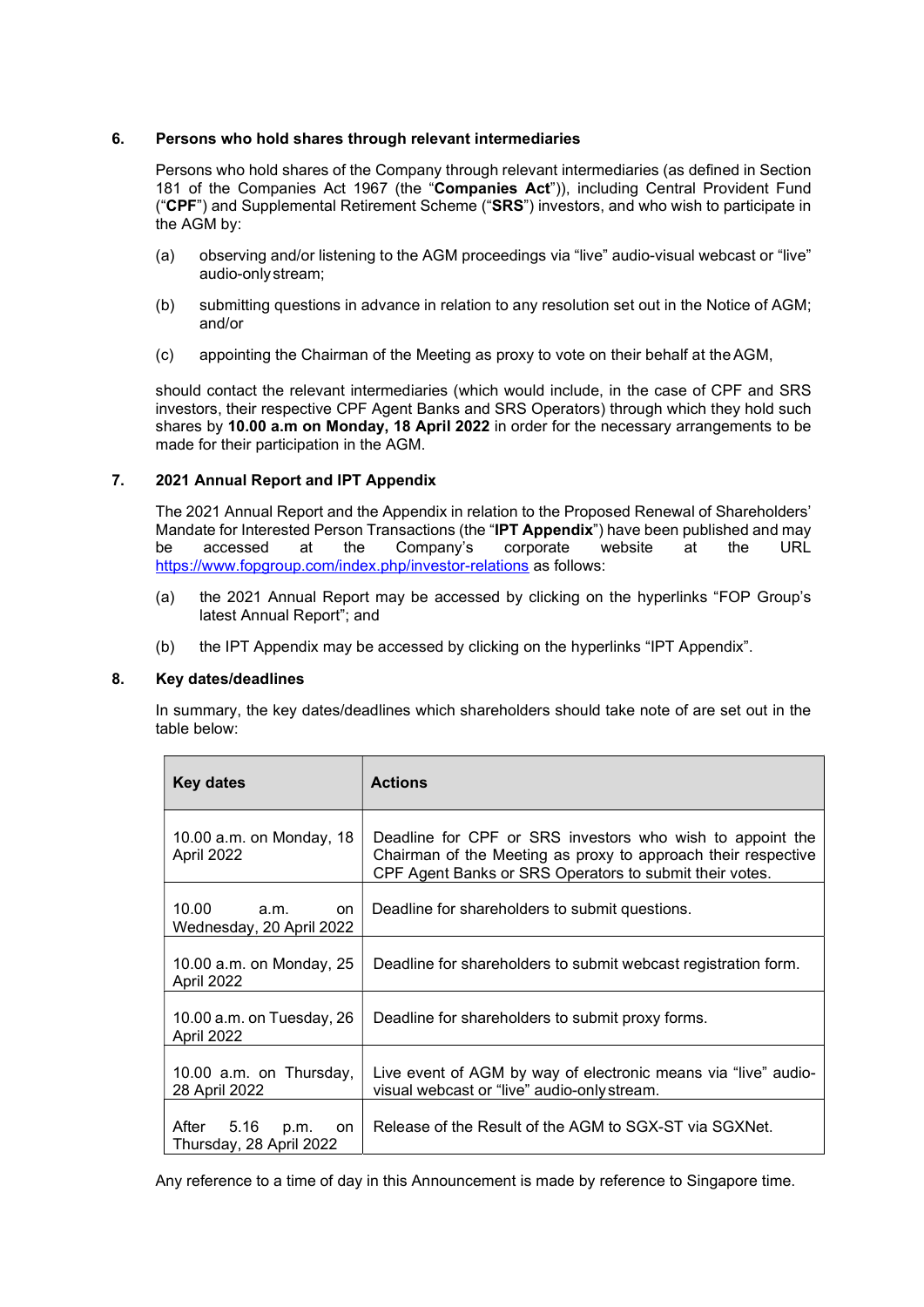## 6. Persons who hold shares through relevant intermediaries

Persons who hold shares of the Company through relevant intermediaries (as defined in Section 181 of the Companies Act 1967 (the "**Companies Act**")), including Central Provident Fund ("**CPF**") and Supplemental Retirement Scheme ("**SRS**") investors, and who wish to participate in the AGM by:

(a) observing and/or listening to the AGM proceedings via "live" audio-visual webcast or "live" audio-only stream;

(b) submitting questions in advance in relation to any resolution set out in the Notice of AGM; and/or

(c) appointing the Chairman of the Meeting as proxy to vote on their behalf at the AGM,

should contact the relevant intermediaries (which would include, in the case of CPF and SRS investors, their respective CPF Agent Banks and SRS Operators) through which they hold such shares by **10.00 a.m on Monday, 18 April 2022** in order for the necessary arrangements to be made for their participation in the AGM.

## 7. 2021 Annual Report and IPT Appendix

The 2021 Annual Report and the Appendix in relation to the Proposed Renewal of Shareholders' Mandate for Interested Person Transactions (the "**IPT Appendix**") have been published and may be accessed at the Company's corporate website at the URL https://www.fopgroup.com/index.php/investor-relations as follows:

(a) the 2021 Annual Report may be accessed by clicking on the hyperlinks "FOP Group's latest Annual Report"; and

(b) the IPT Appendix may be accessed by clicking on the hyperlinks "IPT Appendix".

## 8. Key dates/deadlines

In summary, the key dates/deadlines which shareholders should take note of are set out in the table below:

| **Key dates** | **Actions** |
|---|---|
| 10.00 a.m. on Monday, 18 April 2022 | Deadline for CPF or SRS investors who wish to appoint the Chairman of the Meeting as proxy to approach their respective CPF Agent Banks or SRS Operators to submit their votes. |
| 10.00 a.m. on Wednesday, 20 April 2022 | Deadline for shareholders to submit questions. |
| 10.00 a.m. on Monday, 25 April 2022 | Deadline for shareholders to submit webcast registration form. |
| 10.00 a.m. on Tuesday, 26 April 2022 | Deadline for shareholders to submit proxy forms. |
| 10.00 a.m. on Thursday, 28 April 2022 | Live event of AGM by way of electronic means via "live" audio-visual webcast or "live" audio-only stream. |
| After 5.16 p.m. on Thursday, 28 April 2022 | Release of the Result of the AGM to SGX-ST via SGXNet. |

Any reference to a time of day in this Announcement is made by reference to Singapore time.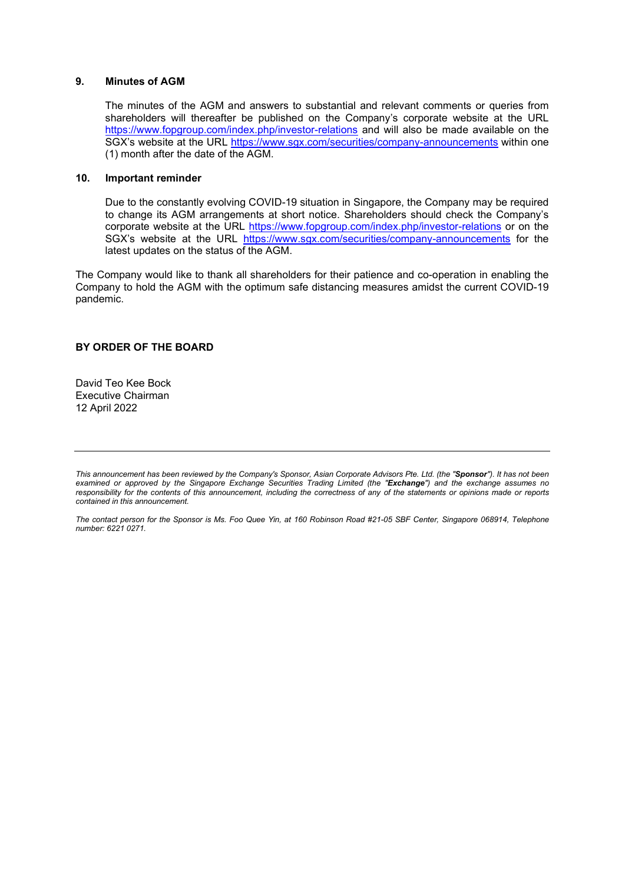### 9. Minutes of AGM

The minutes of the AGM and answers to substantial and relevant comments or queries from shareholders will thereafter be published on the Company's corporate website at the URL https://www.fopgroup.com/index.php/investor-relations and will also be made available on the SGX's website at the URL https://www.sgx.com/securities/company-announcements within one (1) month after the date of the AGM.

### 10. Important reminder

Due to the constantly evolving COVID-19 situation in Singapore, the Company may be required to change its AGM arrangements at short notice. Shareholders should check the Company's corporate website at the URL https://www.fopgroup.com/index.php/investor-relations or on the SGX's website at the URL https://www.sgx.com/securities/company-announcements for the latest updates on the status of the AGM.

The Company would like to thank all shareholders for their patience and co-operation in enabling the Company to hold the AGM with the optimum safe distancing measures amidst the current COVID-19 pandemic.

**BY ORDER OF THE BOARD**

David Teo Kee Bock
Executive Chairman
12 April 2022

---

*This announcement has been reviewed by the Company's Sponsor, Asian Corporate Advisors Pte. Ltd. (the "**Sponsor**"). It has not been examined or approved by the Singapore Exchange Securities Trading Limited (the "**Exchange**") and the exchange assumes no responsibility for the contents of this announcement, including the correctness of any of the statements or opinions made or reports contained in this announcement.*

*The contact person for the Sponsor is Ms. Foo Quee Yin, at 160 Robinson Road #21-05 SBF Center, Singapore 068914, Telephone number: 6221 0271.*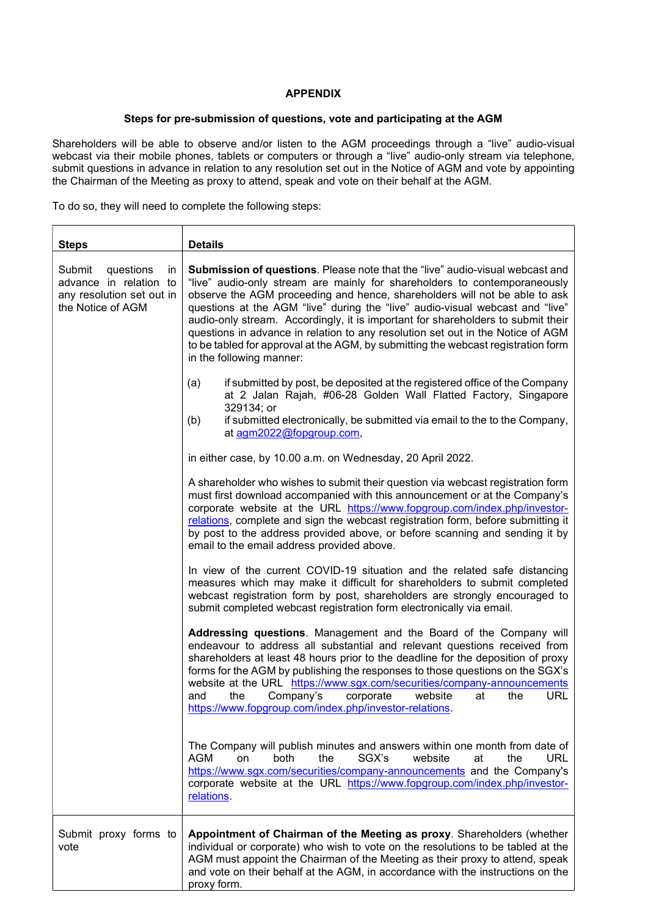# APPENDIX

## Steps for pre-submission of questions, vote and participating at the AGM

Shareholders will be able to observe and/or listen to the AGM proceedings through a "live" audio-visual webcast via their mobile phones, tablets or computers or through a "live" audio-only stream via telephone, submit questions in advance in relation to any resolution set out in the Notice of AGM and vote by appointing the Chairman of the Meeting as proxy to attend, speak and vote on their behalf at the AGM.

To do so, they will need to complete the following steps:

| Steps | Details |
|---|---|
| Submit questions in advance in relation to any resolution set out in the Notice of AGM | **Submission of questions**. Please note that the "live" audio-visual webcast and "live" audio-only stream are mainly for shareholders to contemporaneously observe the AGM proceeding and hence, shareholders will not be able to ask questions at the AGM "live" during the "live" audio-visual webcast and "live" audio-only stream. Accordingly, it is important for shareholders to submit their questions in advance in relation to any resolution set out in the Notice of AGM to be tabled for approval at the AGM, by submitting the webcast registration form in the following manner:<br><br>(a) if submitted by post, be deposited at the registered office of the Company at 2 Jalan Rajah, #06-28 Golden Wall Flatted Factory, Singapore 329134; or<br>(b) if submitted electronically, be submitted via email to the to the Company, at agm2022@fopgroup.com,<br><br>in either case, by 10.00 a.m. on Wednesday, 20 April 2022.<br><br>A shareholder who wishes to submit their question via webcast registration form must first download accompanied with this announcement or at the Company's corporate website at the URL https://www.fopgroup.com/index.php/investor-relations, complete and sign the webcast registration form, before submitting it by post to the address provided above, or before scanning and sending it by email to the email address provided above.<br><br>In view of the current COVID-19 situation and the related safe distancing measures which may make it difficult for shareholders to submit completed webcast registration form by post, shareholders are strongly encouraged to submit completed webcast registration form electronically via email.<br><br>**Addressing questions**. Management and the Board of the Company will endeavour to address all substantial and relevant questions received from shareholders at least 48 hours prior to the deadline for the deposition of proxy forms for the AGM by publishing the responses to those questions on the SGX's website at the URL https://www.sgx.com/securities/company-announcements and the Company's corporate website at the URL https://www.fopgroup.com/index.php/investor-relations.<br><br>The Company will publish minutes and answers within one month from date of AGM on both the SGX's website at the URL https://www.sgx.com/securities/company-announcements and the Company's corporate website at the URL https://www.fopgroup.com/index.php/investor-relations. |
| Submit proxy forms to vote | **Appointment of Chairman of the Meeting as proxy**. Shareholders (whether individual or corporate) who wish to vote on the resolutions to be tabled at the AGM must appoint the Chairman of the Meeting as their proxy to attend, speak and vote on their behalf at the AGM, in accordance with the instructions on the proxy form. |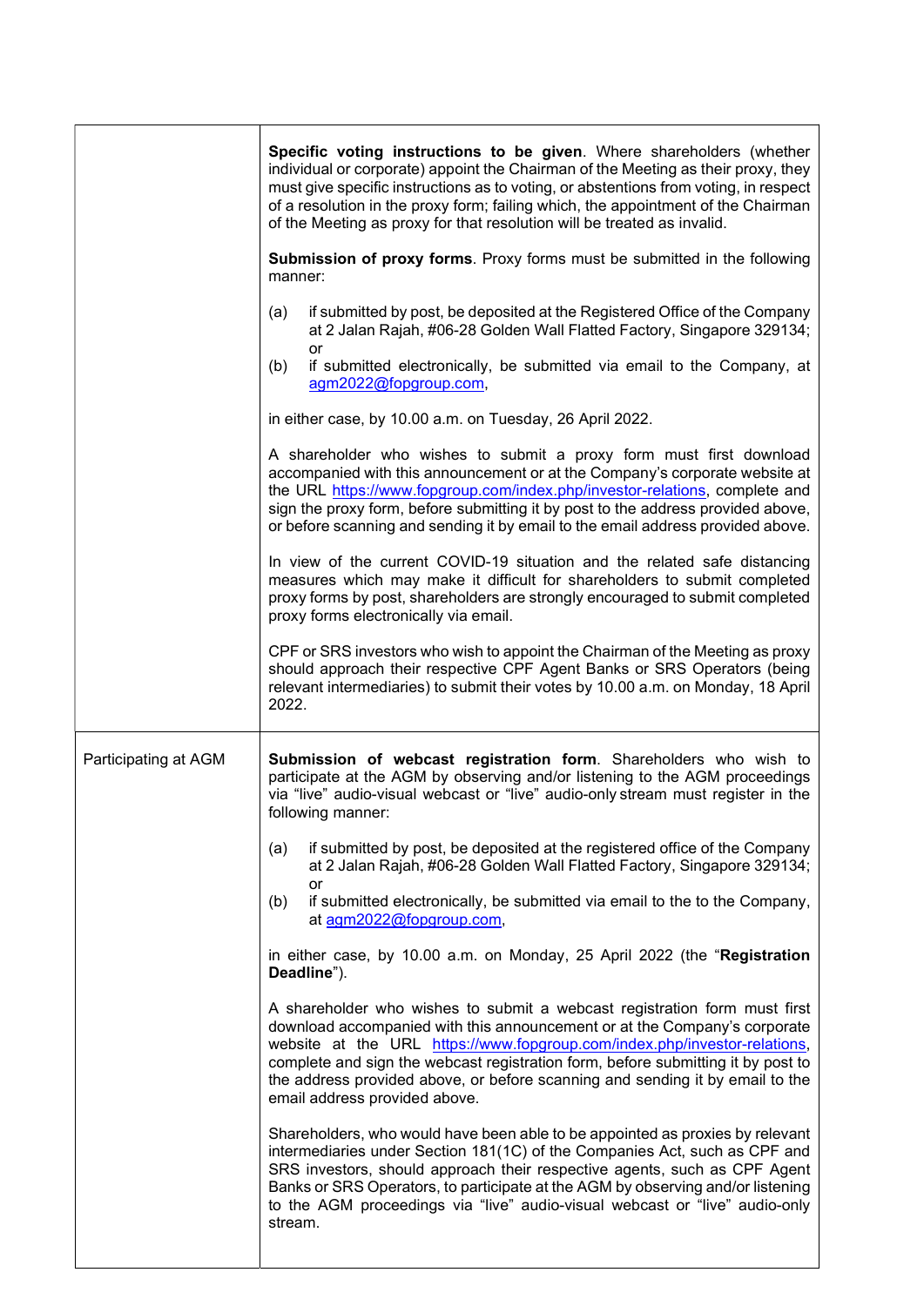| | |
|---|---|
| | **Specific voting instructions to be given**. Where shareholders (whether individual or corporate) appoint the Chairman of the Meeting as their proxy, they must give specific instructions as to voting, or abstentions from voting, in respect of a resolution in the proxy form; failing which, the appointment of the Chairman of the Meeting as proxy for that resolution will be treated as invalid.<br><br>**Submission of proxy forms**. Proxy forms must be submitted in the following manner:<br><br>(a) if submitted by post, be deposited at the Registered Office of the Company at 2 Jalan Rajah, #06-28 Golden Wall Flatted Factory, Singapore 329134; or<br>(b) if submitted electronically, be submitted via email to the Company, at agm2022@fopgroup.com,<br><br>in either case, by 10.00 a.m. on Tuesday, 26 April 2022.<br><br>A shareholder who wishes to submit a proxy form must first download accompanied with this announcement or at the Company's corporate website at the URL https://www.fopgroup.com/index.php/investor-relations, complete and sign the proxy form, before submitting it by post to the address provided above, or before scanning and sending it by email to the email address provided above.<br><br>In view of the current COVID-19 situation and the related safe distancing measures which may make it difficult for shareholders to submit completed proxy forms by post, shareholders are strongly encouraged to submit completed proxy forms electronically via email.<br><br>CPF or SRS investors who wish to appoint the Chairman of the Meeting as proxy should approach their respective CPF Agent Banks or SRS Operators (being relevant intermediaries) to submit their votes by 10.00 a.m. on Monday, 18 April 2022. |
| Participating at AGM | **Submission of webcast registration form**. Shareholders who wish to participate at the AGM by observing and/or listening to the AGM proceedings via "live" audio-visual webcast or "live" audio-only stream must register in the following manner:<br><br>(a) if submitted by post, be deposited at the registered office of the Company at 2 Jalan Rajah, #06-28 Golden Wall Flatted Factory, Singapore 329134; or<br>(b) if submitted electronically, be submitted via email to the to the Company, at agm2022@fopgroup.com,<br><br>in either case, by 10.00 a.m. on Monday, 25 April 2022 (the "**Registration Deadline**").<br><br>A shareholder who wishes to submit a webcast registration form must first download accompanied with this announcement or at the Company's corporate website at the URL https://www.fopgroup.com/index.php/investor-relations, complete and sign the webcast registration form, before submitting it by post to the address provided above, or before scanning and sending it by email to the email address provided above.<br><br>Shareholders, who would have been able to be appointed as proxies by relevant intermediaries under Section 181(1C) of the Companies Act, such as CPF and SRS investors, should approach their respective agents, such as CPF Agent Banks or SRS Operators, to participate at the AGM by observing and/or listening to the AGM proceedings via "live" audio-visual webcast or "live" audio-only stream. |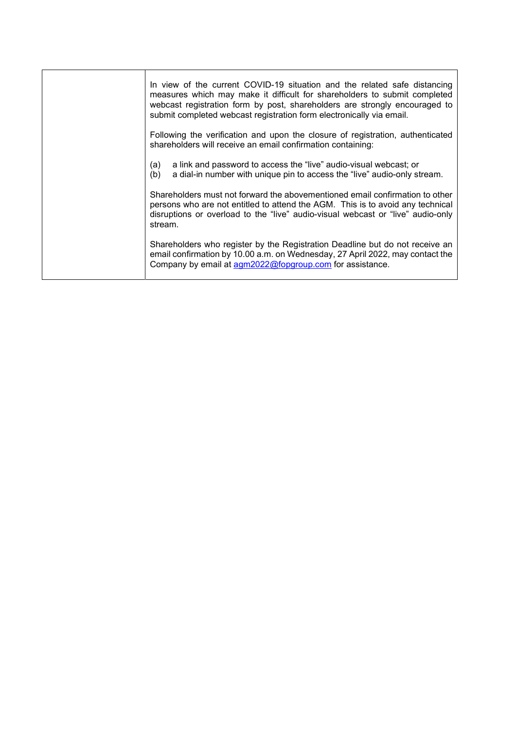| | |
|---|---|
| | In view of the current COVID-19 situation and the related safe distancing measures which may make it difficult for shareholders to submit completed webcast registration form by post, shareholders are strongly encouraged to submit completed webcast registration form electronically via email.<br><br>Following the verification and upon the closure of registration, authenticated shareholders will receive an email confirmation containing:<br><br>(a) a link and password to access the "live" audio-visual webcast; or<br>(b) a dial-in number with unique pin to access the "live" audio-only stream.<br><br>Shareholders must not forward the abovementioned email confirmation to other persons who are not entitled to attend the AGM. This is to avoid any technical disruptions or overload to the "live" audio-visual webcast or "live" audio-only stream.<br><br>Shareholders who register by the Registration Deadline but do not receive an email confirmation by 10.00 a.m. on Wednesday, 27 April 2022, may contact the Company by email at agm2022@fopgroup.com for assistance. |